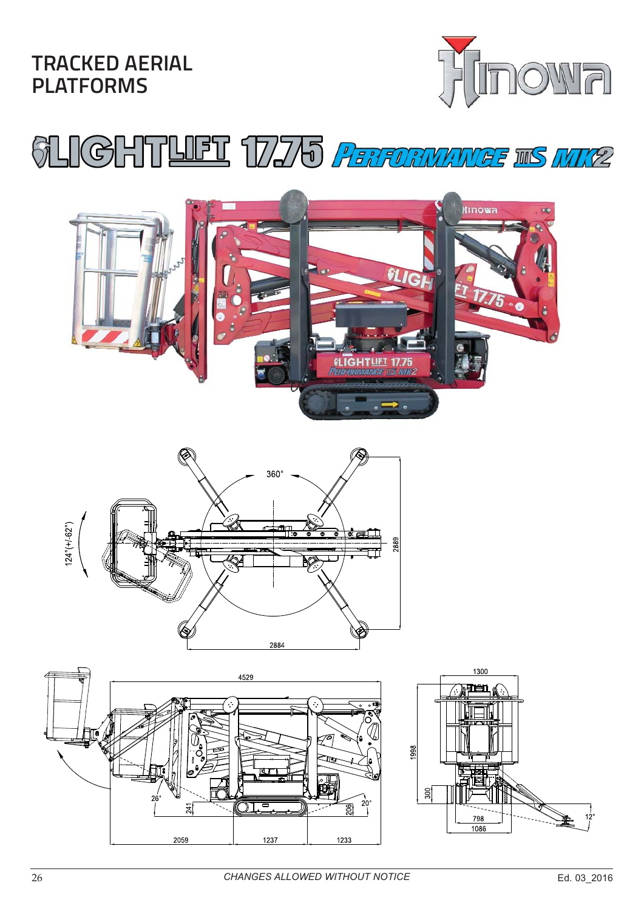# TRACKED AERIAL PLATFORMS

## LIGHTLIFT 17.75 *PERFORMANCE IIIS MK2*

360°

124°(+/-62°)

2889

2884

4529

26°

241

206

20°

2059

1237

1233

1300

1998

300

798

1086

12°

*CHANGES ALLOWED WITHOUT NOTICE*

Ed. 03_2016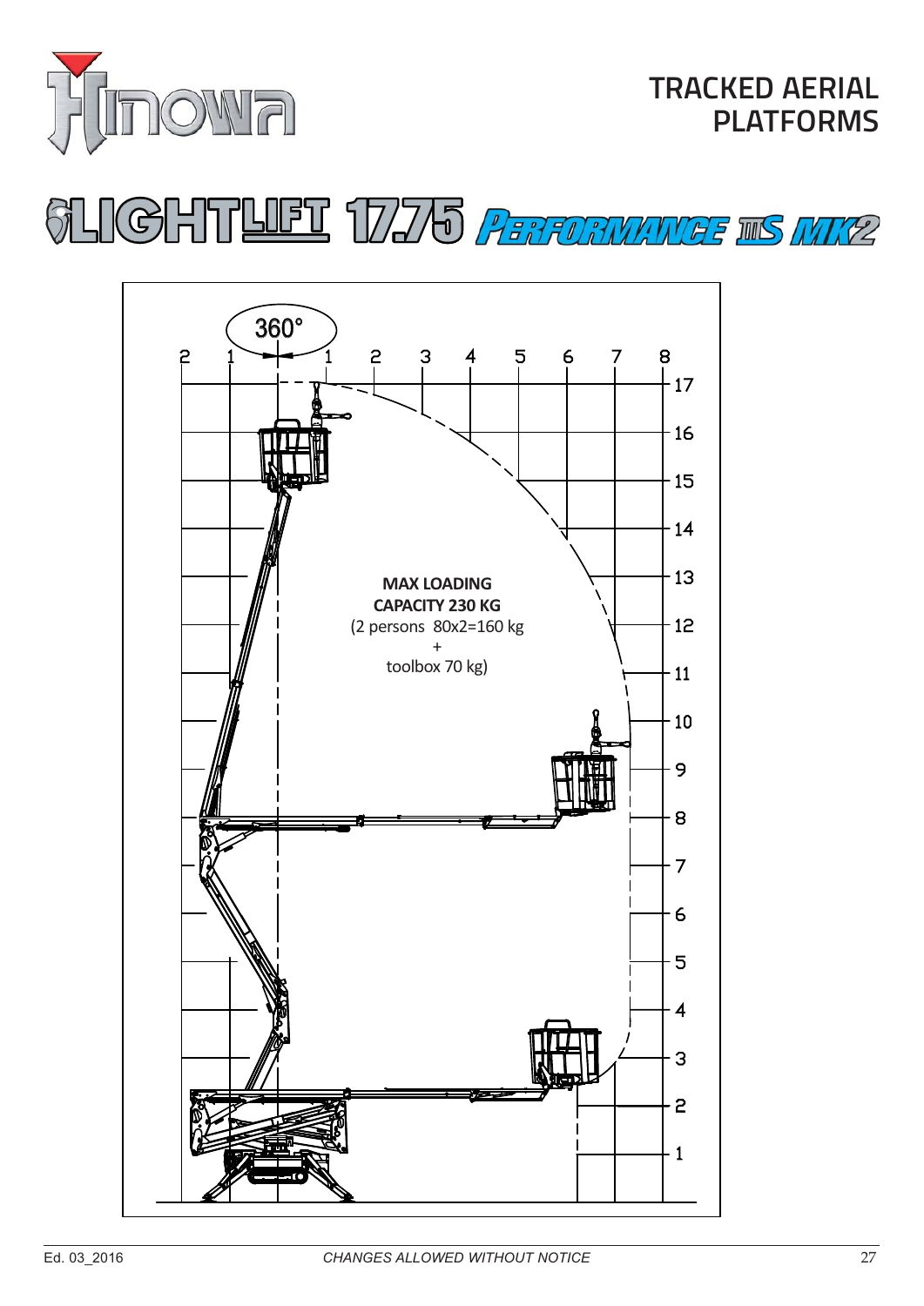TRACKED AERIAL PLATFORMS

# LIGHTLIFT 17.75 PERFORMANCE IIIS MK2

360°

2 1 1 2 3 4 5 6 7 8

17 16 15 14 13 12 11 10 9 8 7 6 5 4 3 2 1

**MAX LOADING CAPACITY 230 KG**
(2 persons 80x2=160 kg
+
toolbox 70 kg)

Ed. 03_2016

*CHANGES ALLOWED WITHOUT NOTICE*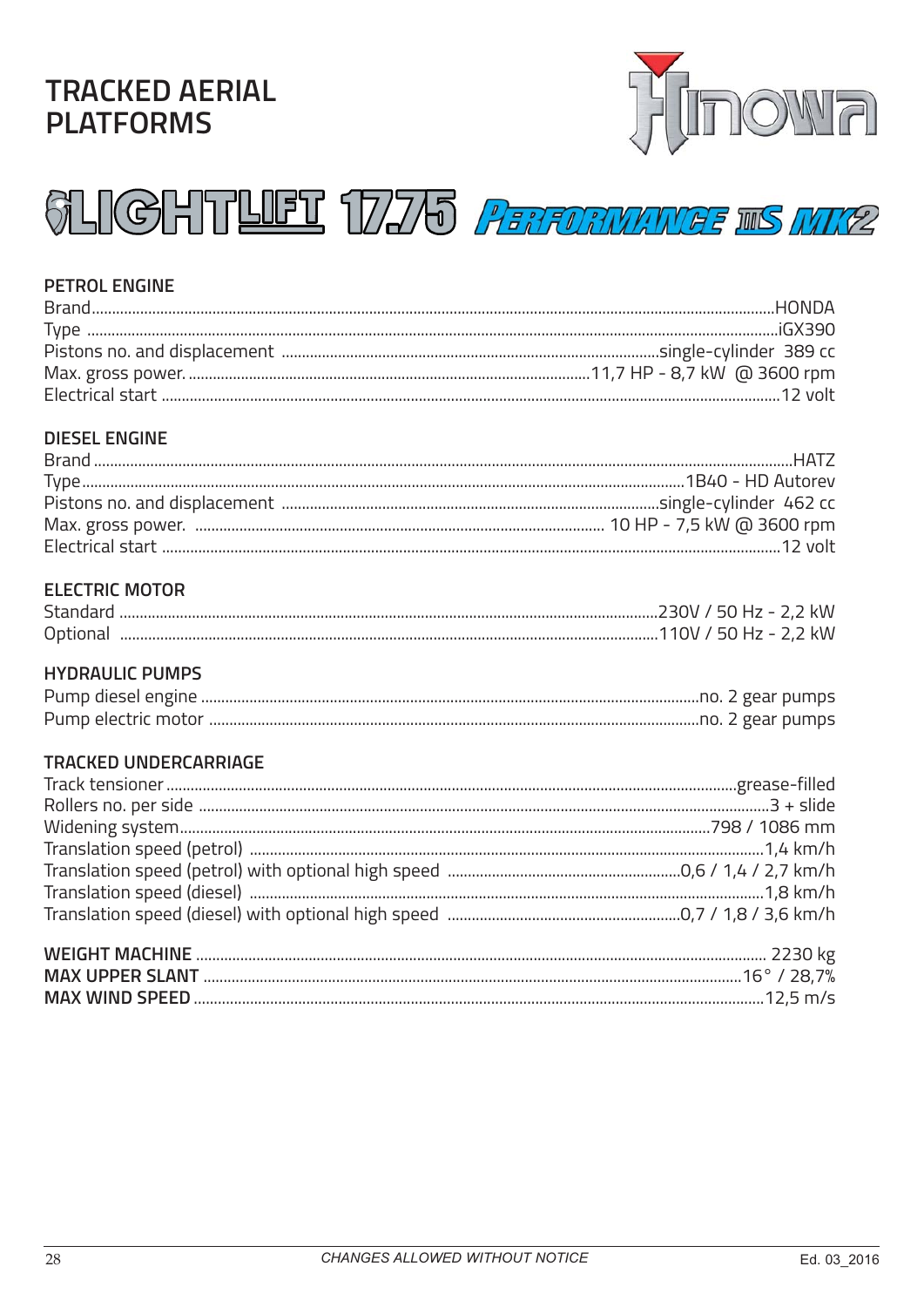# TRACKED AERIAL PLATFORMS

## LIGHTLIFT 17.75 PERFORMANCE IIIS MK2

### PETROL ENGINE

| | |
|---|---|
| Brand | HONDA |
| Type | iGX390 |
| Pistons no. and displacement | single-cylinder 389 cc |
| Max. gross power. | 11,7 HP - 8,7 kW @ 3600 rpm |
| Electrical start | 12 volt |

### DIESEL ENGINE

| | |
|---|---|
| Brand | HATZ |
| Type | 1B40 - HD Autorev |
| Pistons no. and displacement | single-cylinder 462 cc |
| Max. gross power. | 10 HP - 7,5 kW @ 3600 rpm |
| Electrical start | 12 volt |

### ELECTRIC MOTOR

| | |
|---|---|
| Standard | 230V / 50 Hz - 2,2 kW |
| Optional | 110V / 50 Hz - 2,2 kW |

### HYDRAULIC PUMPS

| | |
|---|---|
| Pump diesel engine | no. 2 gear pumps |
| Pump electric motor | no. 2 gear pumps |

### TRACKED UNDERCARRIAGE

| | |
|---|---|
| Track tensioner | grease-filled |
| Rollers no. per side | 3 + slide |
| Widening system | 798 / 1086 mm |
| Translation speed (petrol) | 1,4 km/h |
| Translation speed (petrol) with optional high speed | 0,6 / 1,4 / 2,7 km/h |
| Translation speed (diesel) | 1,8 km/h |
| Translation speed (diesel) with optional high speed | 0,7 / 1,8 / 3,6 km/h |

| | |
|---|---|
| **WEIGHT MACHINE** | 2230 kg |
| **MAX UPPER SLANT** | 16° / 28,7% |
| **MAX WIND SPEED** | 12,5 m/s |

*CHANGES ALLOWED WITHOUT NOTICE*

Ed. 03_2016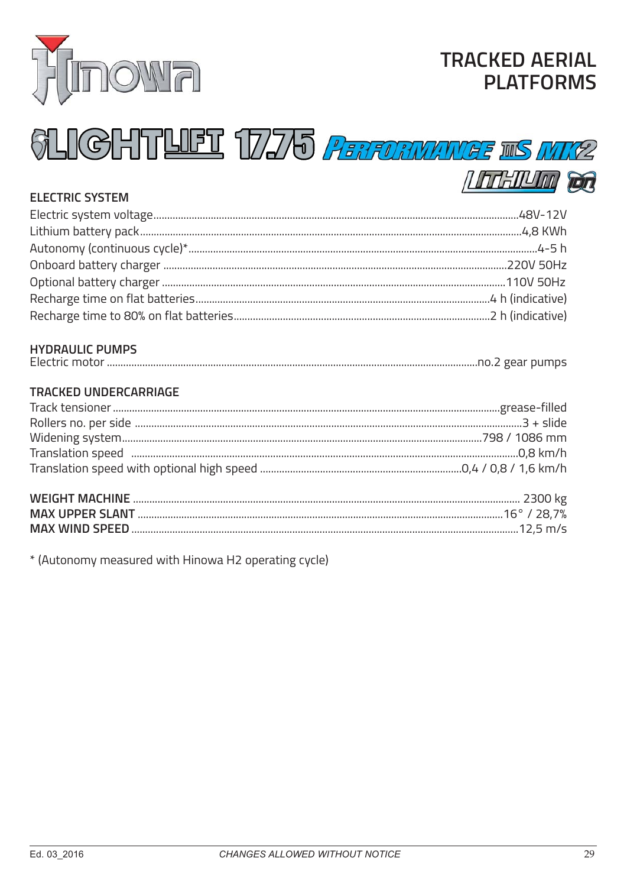# TRACKED AERIAL PLATFORMS

## LIGHTLIFT 17.75 PERFORMANCE IIIS MK2 LITHIUM ION

### ELECTRIC SYSTEM

| | |
|---|---|
| Electric system voltage | 48V-12V |
| Lithium battery pack | 4,8 KWh |
| Autonomy (continuous cycle)* | 4-5 h |
| Onboard battery charger | 220V 50Hz |
| Optional battery charger | 110V 50Hz |
| Recharge time on flat batteries | 4 h (indicative) |
| Recharge time to 80% on flat batteries | 2 h (indicative) |

### HYDRAULIC PUMPS

| | |
|---|---|
| Electric motor | no.2 gear pumps |

### TRACKED UNDERCARRIAGE

| | |
|---|---|
| Track tensioner | grease-filled |
| Rollers no. per side | 3 + slide |
| Widening system | 798 / 1086 mm |
| Translation speed | 0,8 km/h |
| Translation speed with optional high speed | 0,4 / 0,8 / 1,6 km/h |

| | |
|---|---|
| **WEIGHT MACHINE** | 2300 kg |
| **MAX UPPER SLANT** | 16° / 28,7% |
| **MAX WIND SPEED** | 12,5 m/s |

* (Autonomy measured with Hinowa H2 operating cycle)

Ed. 03_2016 *CHANGES ALLOWED WITHOUT NOTICE*